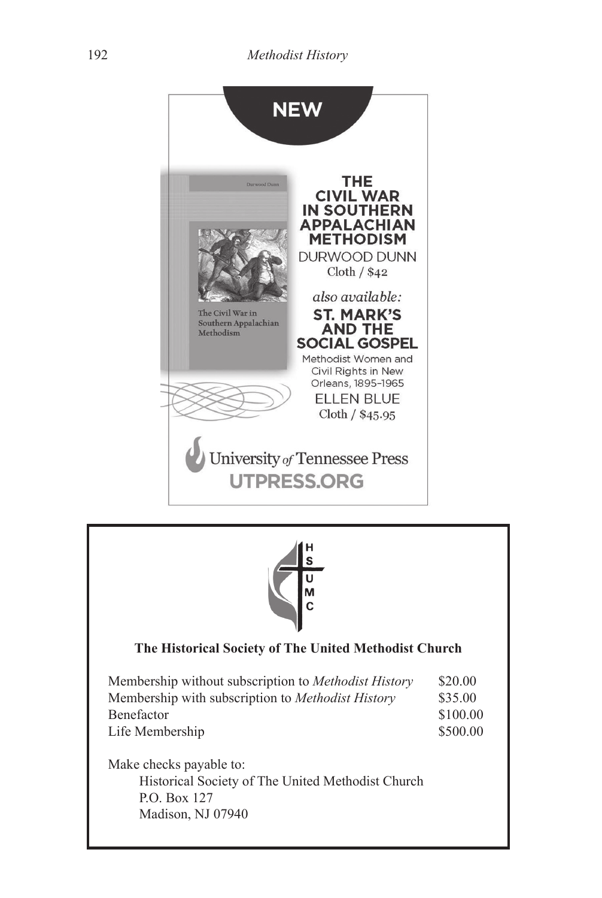NEW

# THE CIVIL WAR IN SOUTHERN APPALACHIAN METHODISM

DURWOOD DUNN

Cloth / $42

*also available:*

## ST. MARK'S AND THE SOCIAL GOSPEL

Methodist Women and Civil Rights in New Orleans, 1895–1965

ELLEN BLUE

Cloth / $45.95

University *of* Tennessee Press

UTPRESS.ORG

---

HSUMC

**The Historical Society of The United Methodist Church**

| | |
|---|---|
| Membership without subscription to *Methodist History* | $20.00 |
| Membership with subscription to *Methodist History* | $35.00 |
| Benefactor | $100.00 |
| Life Membership | $500.00 |

Make checks payable to:

Historical Society of The United Methodist Church
P.O. Box 127
Madison, NJ 07940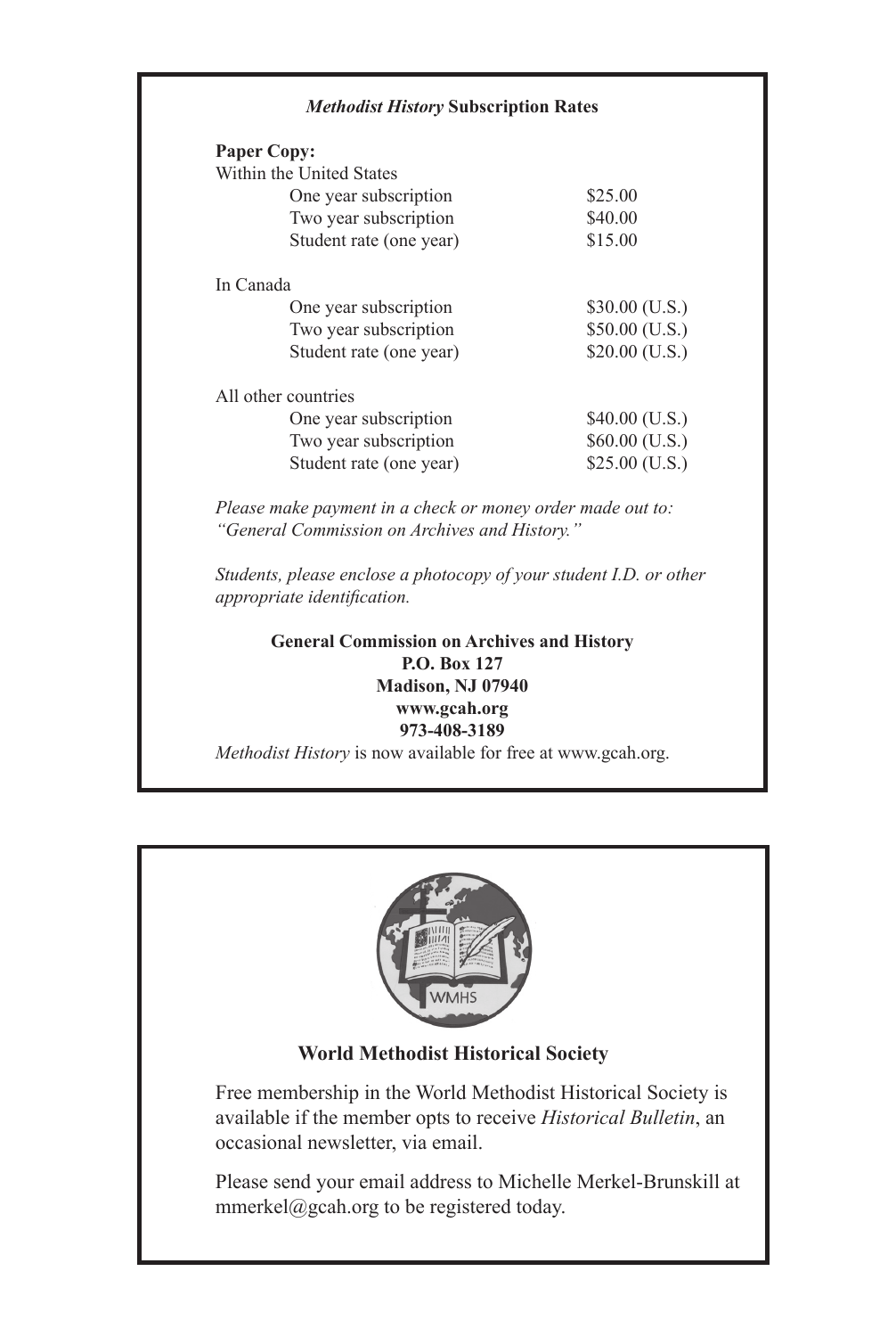## *Methodist History* Subscription Rates

**Paper Copy:**

Within the United States

| | |
|---|---|
| One year subscription | $25.00 |
| Two year subscription | $40.00 |
| Student rate (one year) | $15.00 |

In Canada

| | |
|---|---|
| One year subscription | $30.00 (U.S.) |
| Two year subscription | $50.00 (U.S.) |
| Student rate (one year) | $20.00 (U.S.) |

All other countries

| | |
|---|---|
| One year subscription | $40.00 (U.S.) |
| Two year subscription | $60.00 (U.S.) |
| Student rate (one year) | $25.00 (U.S.) |

*Please make payment in a check or money order made out to: "General Commission on Archives and History."*

*Students, please enclose a photocopy of your student I.D. or other appropriate identification.*

**General Commission on Archives and History**
**P.O. Box 127**
**Madison, NJ 07940**
**www.gcah.org**
**973-408-3189**

*Methodist History* is now available for free at www.gcah.org.

**World Methodist Historical Society**

Free membership in the World Methodist Historical Society is available if the member opts to receive *Historical Bulletin*, an occasional newsletter, via email.

Please send your email address to Michelle Merkel-Brunskill at mmerkel@gcah.org to be registered today.